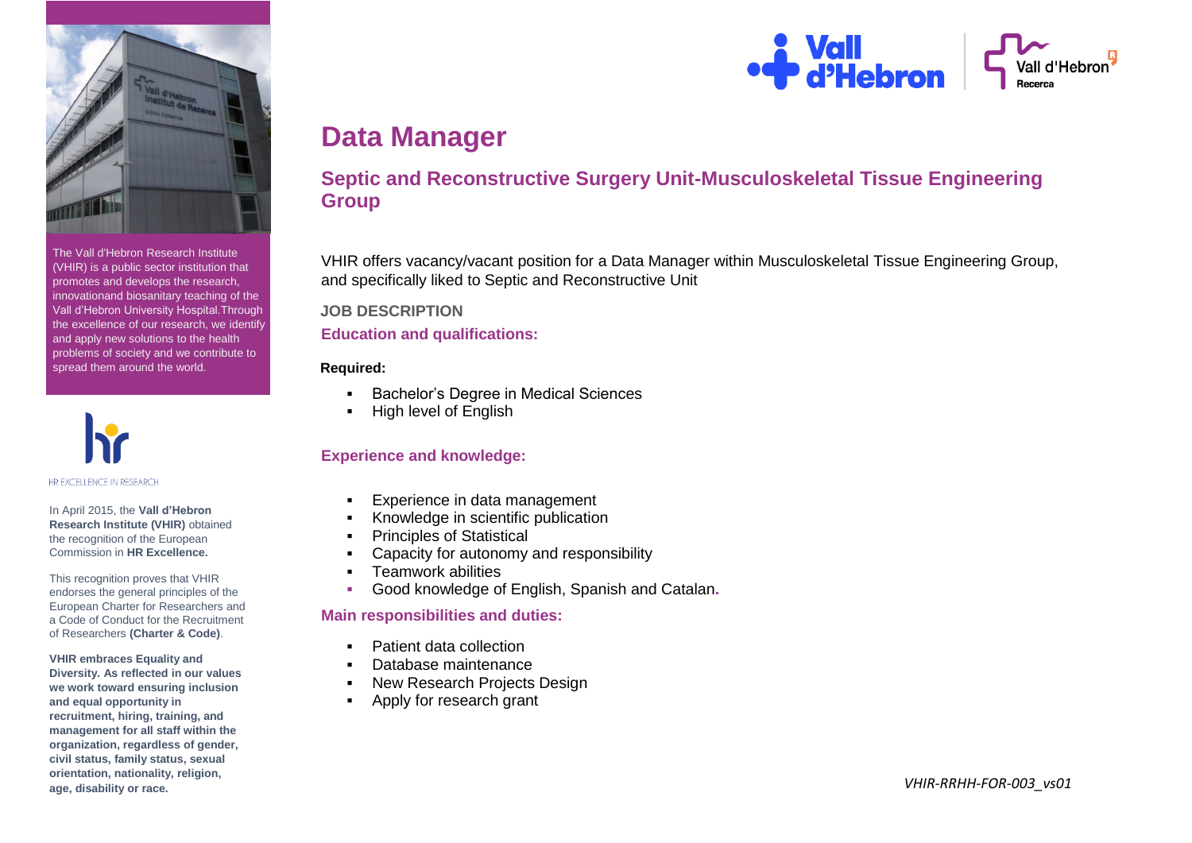# Data Manager

## Septic and Reconstructive Surgery Unit-Musculoskeletal Tissue Engineering Group

The Vall d'Hebron Research Institute (VHIR) is a public sector institution that promotes and develops the research, innovationand biosanitary teaching of the Vall d'Hebron University Hospital.Through the excellence of our research, we identify and apply new solutions to the health problems of society and we contribute to spread them around the world.

HR EXCELLENCE IN RESEARCH

In April 2015, the **Vall d'Hebron Research Institute (VHIR)** obtained the recognition of the European Commission in **HR Excellence.**

This recognition proves that VHIR endorses the general principles of the European Charter for Researchers and a Code of Conduct for the Recruitment of Researchers **(Charter & Code)**.

**VHIR embraces Equality and Diversity. As reflected in our values we work toward ensuring inclusion and equal opportunity in recruitment, hiring, training, and management for all staff within the organization, regardless of gender, civil status, family status, sexual orientation, nationality, religion, age, disability or race.**

VHIR offers vacancy/vacant position for a Data Manager within Musculoskeletal Tissue Engineering Group, and specifically liked to Septic and Reconstructive Unit

### JOB DESCRIPTION

### Education and qualifications:

**Required:**

- Bachelor's Degree in Medical Sciences
- High level of English

### Experience and knowledge:

- Experience in data management
- Knowledge in scientific publication
- Principles of Statistical
- Capacity for autonomy and responsibility
- Teamwork abilities
- Good knowledge of English, Spanish and Catalan.

### Main responsibilities and duties:

- Patient data collection
- Database maintenance
- New Research Projects Design
- Apply for research grant

*VHIR-RRHH-FOR-003_vs01*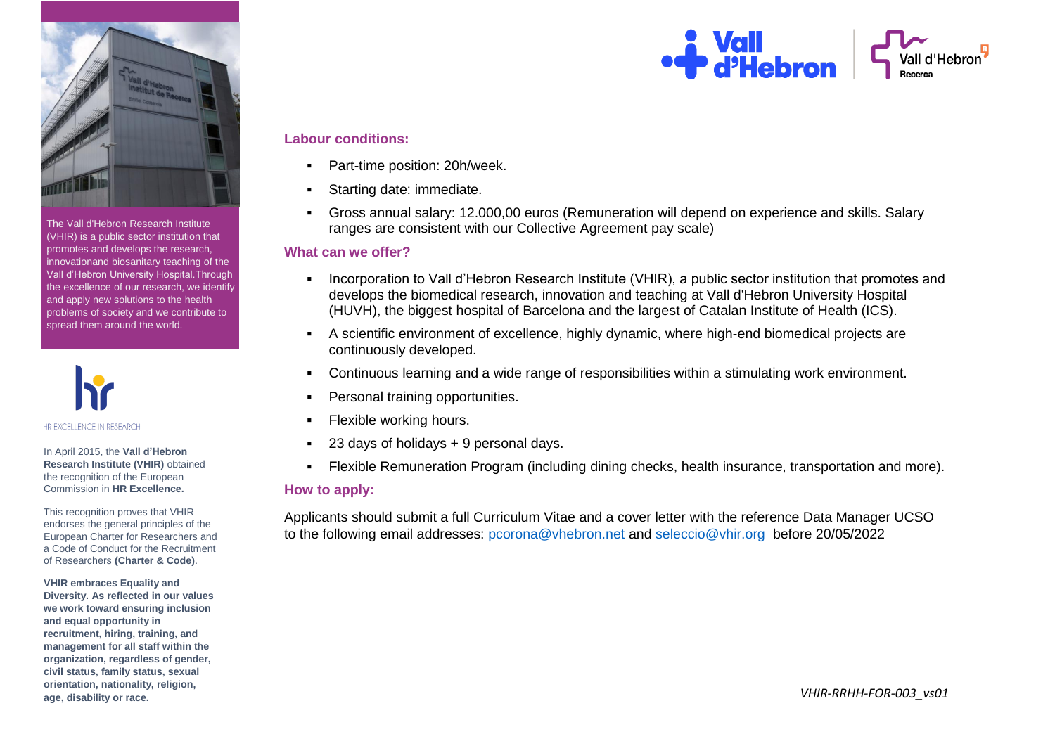The Vall d'Hebron Research Institute (VHIR) is a public sector institution that promotes and develops the research, innovationand biosanitary teaching of the Vall d'Hebron University Hospital.Through the excellence of our research, we identify and apply new solutions to the health problems of society and we contribute to spread them around the world.

HR EXCELLENCE IN RESEARCH

In April 2015, the **Vall d'Hebron Research Institute (VHIR)** obtained the recognition of the European Commission in **HR Excellence.**

This recognition proves that VHIR endorses the general principles of the European Charter for Researchers and a Code of Conduct for the Recruitment of Researchers **(Charter & Code)**.

**VHIR embraces Equality and Diversity. As reflected in our values we work toward ensuring inclusion and equal opportunity in recruitment, hiring, training, and management for all staff within the organization, regardless of gender, civil status, family status, sexual orientation, nationality, religion, age, disability or race.**

### Labour conditions:

- Part-time position: 20h/week.
- Starting date: immediate.
- Gross annual salary: 12.000,00 euros (Remuneration will depend on experience and skills. Salary ranges are consistent with our Collective Agreement pay scale)

### What can we offer?

- Incorporation to Vall d'Hebron Research Institute (VHIR), a public sector institution that promotes and develops the biomedical research, innovation and teaching at Vall d'Hebron University Hospital (HUVH), the biggest hospital of Barcelona and the largest of Catalan Institute of Health (ICS).
- A scientific environment of excellence, highly dynamic, where high-end biomedical projects are continuously developed.
- Continuous learning and a wide range of responsibilities within a stimulating work environment.
- Personal training opportunities.
- Flexible working hours.
- 23 days of holidays + 9 personal days.
- Flexible Remuneration Program (including dining checks, health insurance, transportation and more).

### How to apply:

Applicants should submit a full Curriculum Vitae and a cover letter with the reference Data Manager UCSO to the following email addresses: pcorona@vhebron.net and seleccio@vhir.org before 20/05/2022

*VHIR-RRHH-FOR-003_vs01*